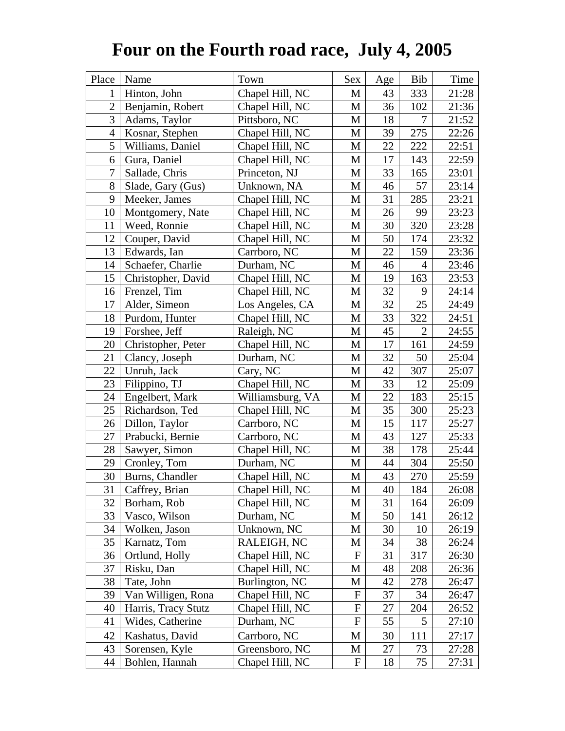# Four on the Fourth road race, July 4, 2005

| Place | Name | Town | Sex | Age | Bib | Time |
|---|---|---|---|---|---|---|
| 1 | Hinton, John | Chapel Hill, NC | M | 43 | 333 | 21:28 |
| 2 | Benjamin, Robert | Chapel Hill, NC | M | 36 | 102 | 21:36 |
| 3 | Adams, Taylor | Pittsboro, NC | M | 18 | 7 | 21:52 |
| 4 | Kosnar, Stephen | Chapel Hill, NC | M | 39 | 275 | 22:26 |
| 5 | Williams, Daniel | Chapel Hill, NC | M | 22 | 222 | 22:51 |
| 6 | Gura, Daniel | Chapel Hill, NC | M | 17 | 143 | 22:59 |
| 7 | Sallade, Chris | Princeton, NJ | M | 33 | 165 | 23:01 |
| 8 | Slade, Gary (Gus) | Unknown, NA | M | 46 | 57 | 23:14 |
| 9 | Meeker, James | Chapel Hill, NC | M | 31 | 285 | 23:21 |
| 10 | Montgomery, Nate | Chapel Hill, NC | M | 26 | 99 | 23:23 |
| 11 | Weed, Ronnie | Chapel Hill, NC | M | 30 | 320 | 23:28 |
| 12 | Couper, David | Chapel Hill, NC | M | 50 | 174 | 23:32 |
| 13 | Edwards, Ian | Carrboro, NC | M | 22 | 159 | 23:36 |
| 14 | Schaefer, Charlie | Durham, NC | M | 46 | 4 | 23:46 |
| 15 | Christopher, David | Chapel Hill, NC | M | 19 | 163 | 23:53 |
| 16 | Frenzel, Tim | Chapel Hill, NC | M | 32 | 9 | 24:14 |
| 17 | Alder, Simeon | Los Angeles, CA | M | 32 | 25 | 24:49 |
| 18 | Purdom, Hunter | Chapel Hill, NC | M | 33 | 322 | 24:51 |
| 19 | Forshee, Jeff | Raleigh, NC | M | 45 | 2 | 24:55 |
| 20 | Christopher, Peter | Chapel Hill, NC | M | 17 | 161 | 24:59 |
| 21 | Clancy, Joseph | Durham, NC | M | 32 | 50 | 25:04 |
| 22 | Unruh, Jack | Cary, NC | M | 42 | 307 | 25:07 |
| 23 | Filippino, TJ | Chapel Hill, NC | M | 33 | 12 | 25:09 |
| 24 | Engelbert, Mark | Williamsburg, VA | M | 22 | 183 | 25:15 |
| 25 | Richardson, Ted | Chapel Hill, NC | M | 35 | 300 | 25:23 |
| 26 | Dillon, Taylor | Carrboro, NC | M | 15 | 117 | 25:27 |
| 27 | Prabucki, Bernie | Carrboro, NC | M | 43 | 127 | 25:33 |
| 28 | Sawyer, Simon | Chapel Hill, NC | M | 38 | 178 | 25:44 |
| 29 | Cronley, Tom | Durham, NC | M | 44 | 304 | 25:50 |
| 30 | Burns, Chandler | Chapel Hill, NC | M | 43 | 270 | 25:59 |
| 31 | Caffrey, Brian | Chapel Hill, NC | M | 40 | 184 | 26:08 |
| 32 | Borham, Rob | Chapel Hill, NC | M | 31 | 164 | 26:09 |
| 33 | Vasco, Wilson | Durham, NC | M | 50 | 141 | 26:12 |
| 34 | Wolken, Jason | Unknown, NC | M | 30 | 10 | 26:19 |
| 35 | Karnatz, Tom | RALEIGH, NC | M | 34 | 38 | 26:24 |
| 36 | Ortlund, Holly | Chapel Hill, NC | F | 31 | 317 | 26:30 |
| 37 | Risku, Dan | Chapel Hill, NC | M | 48 | 208 | 26:36 |
| 38 | Tate, John | Burlington, NC | M | 42 | 278 | 26:47 |
| 39 | Van Willigen, Rona | Chapel Hill, NC | F | 37 | 34 | 26:47 |
| 40 | Harris, Tracy Stutz | Chapel Hill, NC | F | 27 | 204 | 26:52 |
| 41 | Wides, Catherine | Durham, NC | F | 55 | 5 | 27:10 |
| 42 | Kashatus, David | Carrboro, NC | M | 30 | 111 | 27:17 |
| 43 | Sorensen, Kyle | Greensboro, NC | M | 27 | 73 | 27:28 |
| 44 | Bohlen, Hannah | Chapel Hill, NC | F | 18 | 75 | 27:31 |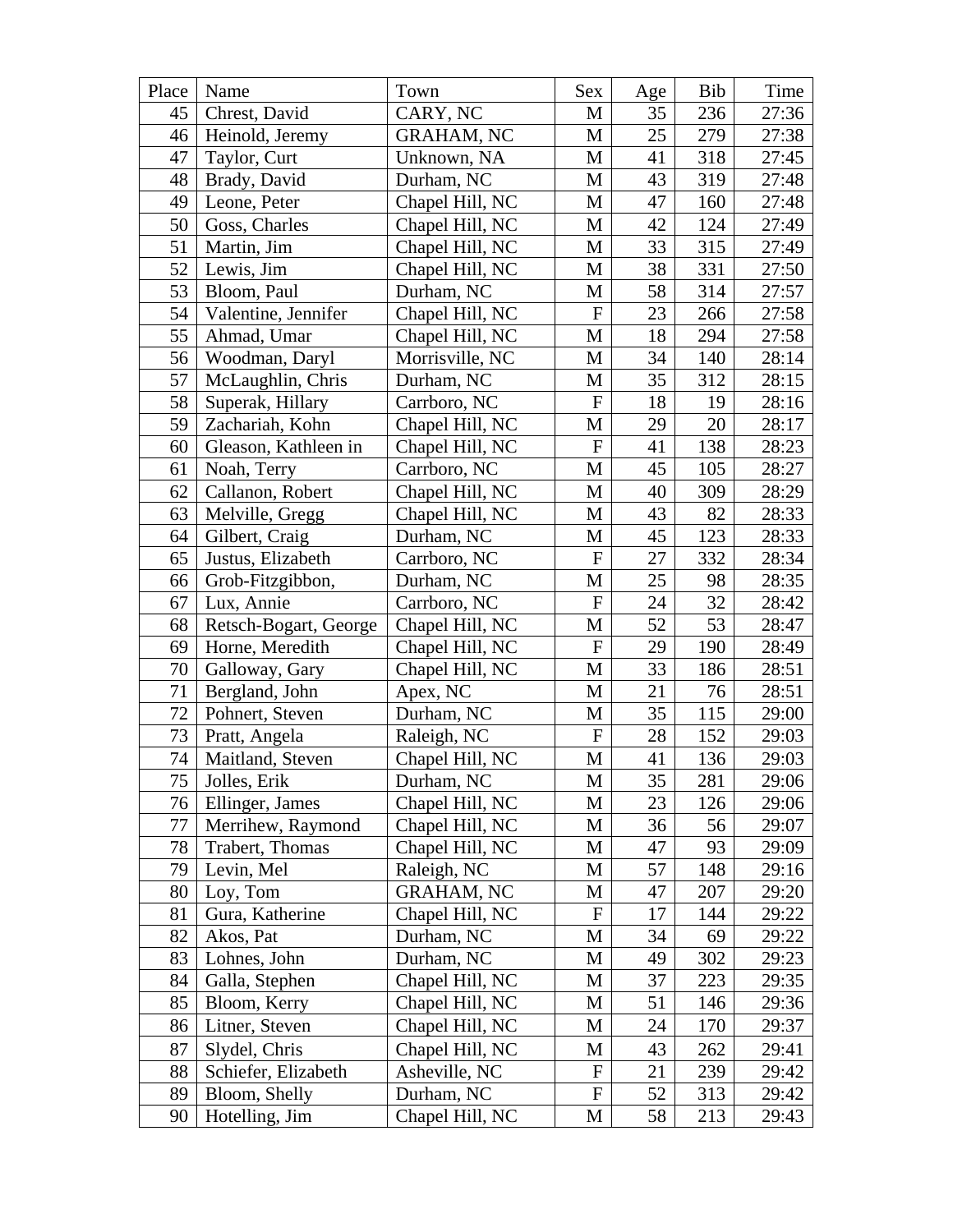| Place | Name | Town | Sex | Age | Bib | Time |
| --- | --- | --- | --- | --- | --- | --- |
| 45 | Chrest, David | CARY, NC | M | 35 | 236 | 27:36 |
| 46 | Heinold, Jeremy | GRAHAM, NC | M | 25 | 279 | 27:38 |
| 47 | Taylor, Curt | Unknown, NA | M | 41 | 318 | 27:45 |
| 48 | Brady, David | Durham, NC | M | 43 | 319 | 27:48 |
| 49 | Leone, Peter | Chapel Hill, NC | M | 47 | 160 | 27:48 |
| 50 | Goss, Charles | Chapel Hill, NC | M | 42 | 124 | 27:49 |
| 51 | Martin, Jim | Chapel Hill, NC | M | 33 | 315 | 27:49 |
| 52 | Lewis, Jim | Chapel Hill, NC | M | 38 | 331 | 27:50 |
| 53 | Bloom, Paul | Durham, NC | M | 58 | 314 | 27:57 |
| 54 | Valentine, Jennifer | Chapel Hill, NC | F | 23 | 266 | 27:58 |
| 55 | Ahmad, Umar | Chapel Hill, NC | M | 18 | 294 | 27:58 |
| 56 | Woodman, Daryl | Morrisville, NC | M | 34 | 140 | 28:14 |
| 57 | McLaughlin, Chris | Durham, NC | M | 35 | 312 | 28:15 |
| 58 | Superak, Hillary | Carrboro, NC | F | 18 | 19 | 28:16 |
| 59 | Zachariah, Kohn | Chapel Hill, NC | M | 29 | 20 | 28:17 |
| 60 | Gleason, Kathleen in | Chapel Hill, NC | F | 41 | 138 | 28:23 |
| 61 | Noah, Terry | Carrboro, NC | M | 45 | 105 | 28:27 |
| 62 | Callanon, Robert | Chapel Hill, NC | M | 40 | 309 | 28:29 |
| 63 | Melville, Gregg | Chapel Hill, NC | M | 43 | 82 | 28:33 |
| 64 | Gilbert, Craig | Durham, NC | M | 45 | 123 | 28:33 |
| 65 | Justus, Elizabeth | Carrboro, NC | F | 27 | 332 | 28:34 |
| 66 | Grob-Fitzgibbon, | Durham, NC | M | 25 | 98 | 28:35 |
| 67 | Lux, Annie | Carrboro, NC | F | 24 | 32 | 28:42 |
| 68 | Retsch-Bogart, George | Chapel Hill, NC | M | 52 | 53 | 28:47 |
| 69 | Horne, Meredith | Chapel Hill, NC | F | 29 | 190 | 28:49 |
| 70 | Galloway, Gary | Chapel Hill, NC | M | 33 | 186 | 28:51 |
| 71 | Bergland, John | Apex, NC | M | 21 | 76 | 28:51 |
| 72 | Pohnert, Steven | Durham, NC | M | 35 | 115 | 29:00 |
| 73 | Pratt, Angela | Raleigh, NC | F | 28 | 152 | 29:03 |
| 74 | Maitland, Steven | Chapel Hill, NC | M | 41 | 136 | 29:03 |
| 75 | Jolles, Erik | Durham, NC | M | 35 | 281 | 29:06 |
| 76 | Ellinger, James | Chapel Hill, NC | M | 23 | 126 | 29:06 |
| 77 | Merrihew, Raymond | Chapel Hill, NC | M | 36 | 56 | 29:07 |
| 78 | Trabert, Thomas | Chapel Hill, NC | M | 47 | 93 | 29:09 |
| 79 | Levin, Mel | Raleigh, NC | M | 57 | 148 | 29:16 |
| 80 | Loy, Tom | GRAHAM, NC | M | 47 | 207 | 29:20 |
| 81 | Gura, Katherine | Chapel Hill, NC | F | 17 | 144 | 29:22 |
| 82 | Akos, Pat | Durham, NC | M | 34 | 69 | 29:22 |
| 83 | Lohnes, John | Durham, NC | M | 49 | 302 | 29:23 |
| 84 | Galla, Stephen | Chapel Hill, NC | M | 37 | 223 | 29:35 |
| 85 | Bloom, Kerry | Chapel Hill, NC | M | 51 | 146 | 29:36 |
| 86 | Litner, Steven | Chapel Hill, NC | M | 24 | 170 | 29:37 |
| 87 | Slydel, Chris | Chapel Hill, NC | M | 43 | 262 | 29:41 |
| 88 | Schiefer, Elizabeth | Asheville, NC | F | 21 | 239 | 29:42 |
| 89 | Bloom, Shelly | Durham, NC | F | 52 | 313 | 29:42 |
| 90 | Hotelling, Jim | Chapel Hill, NC | M | 58 | 213 | 29:43 |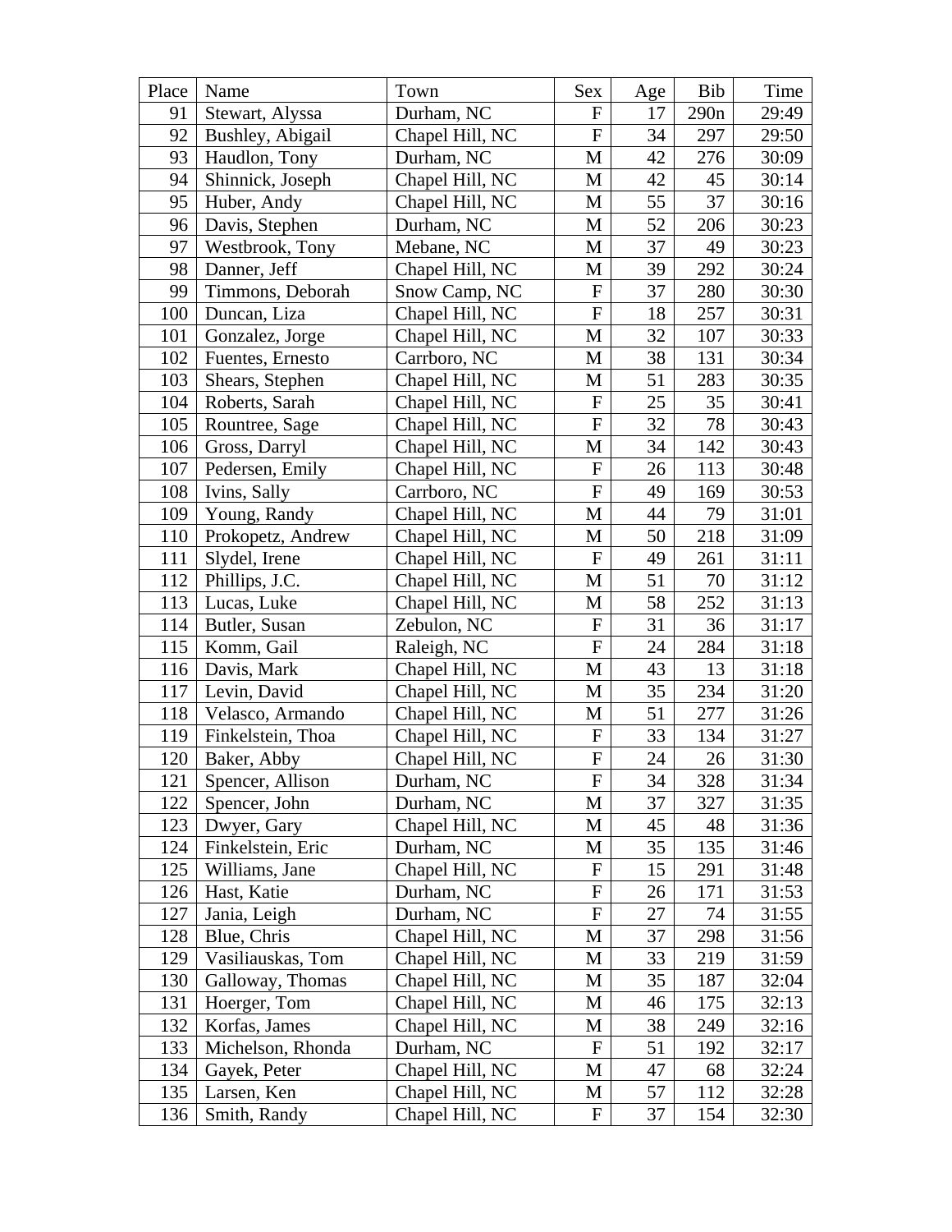| Place | Name | Town | Sex | Age | Bib | Time |
|---|---|---|---|---|---|---|
| 91 | Stewart, Alyssa | Durham, NC | F | 17 | 290n | 29:49 |
| 92 | Bushley, Abigail | Chapel Hill, NC | F | 34 | 297 | 29:50 |
| 93 | Haudlon, Tony | Durham, NC | M | 42 | 276 | 30:09 |
| 94 | Shinnick, Joseph | Chapel Hill, NC | M | 42 | 45 | 30:14 |
| 95 | Huber, Andy | Chapel Hill, NC | M | 55 | 37 | 30:16 |
| 96 | Davis, Stephen | Durham, NC | M | 52 | 206 | 30:23 |
| 97 | Westbrook, Tony | Mebane, NC | M | 37 | 49 | 30:23 |
| 98 | Danner, Jeff | Chapel Hill, NC | M | 39 | 292 | 30:24 |
| 99 | Timmons, Deborah | Snow Camp, NC | F | 37 | 280 | 30:30 |
| 100 | Duncan, Liza | Chapel Hill, NC | F | 18 | 257 | 30:31 |
| 101 | Gonzalez, Jorge | Chapel Hill, NC | M | 32 | 107 | 30:33 |
| 102 | Fuentes, Ernesto | Carrboro, NC | M | 38 | 131 | 30:34 |
| 103 | Shears, Stephen | Chapel Hill, NC | M | 51 | 283 | 30:35 |
| 104 | Roberts, Sarah | Chapel Hill, NC | F | 25 | 35 | 30:41 |
| 105 | Rountree, Sage | Chapel Hill, NC | F | 32 | 78 | 30:43 |
| 106 | Gross, Darryl | Chapel Hill, NC | M | 34 | 142 | 30:43 |
| 107 | Pedersen, Emily | Chapel Hill, NC | F | 26 | 113 | 30:48 |
| 108 | Ivins, Sally | Carrboro, NC | F | 49 | 169 | 30:53 |
| 109 | Young, Randy | Chapel Hill, NC | M | 44 | 79 | 31:01 |
| 110 | Prokopetz, Andrew | Chapel Hill, NC | M | 50 | 218 | 31:09 |
| 111 | Slydel, Irene | Chapel Hill, NC | F | 49 | 261 | 31:11 |
| 112 | Phillips, J.C. | Chapel Hill, NC | M | 51 | 70 | 31:12 |
| 113 | Lucas, Luke | Chapel Hill, NC | M | 58 | 252 | 31:13 |
| 114 | Butler, Susan | Zebulon, NC | F | 31 | 36 | 31:17 |
| 115 | Komm, Gail | Raleigh, NC | F | 24 | 284 | 31:18 |
| 116 | Davis, Mark | Chapel Hill, NC | M | 43 | 13 | 31:18 |
| 117 | Levin, David | Chapel Hill, NC | M | 35 | 234 | 31:20 |
| 118 | Velasco, Armando | Chapel Hill, NC | M | 51 | 277 | 31:26 |
| 119 | Finkelstein, Thoa | Chapel Hill, NC | F | 33 | 134 | 31:27 |
| 120 | Baker, Abby | Chapel Hill, NC | F | 24 | 26 | 31:30 |
| 121 | Spencer, Allison | Durham, NC | F | 34 | 328 | 31:34 |
| 122 | Spencer, John | Durham, NC | M | 37 | 327 | 31:35 |
| 123 | Dwyer, Gary | Chapel Hill, NC | M | 45 | 48 | 31:36 |
| 124 | Finkelstein, Eric | Durham, NC | M | 35 | 135 | 31:46 |
| 125 | Williams, Jane | Chapel Hill, NC | F | 15 | 291 | 31:48 |
| 126 | Hast, Katie | Durham, NC | F | 26 | 171 | 31:53 |
| 127 | Jania, Leigh | Durham, NC | F | 27 | 74 | 31:55 |
| 128 | Blue, Chris | Chapel Hill, NC | M | 37 | 298 | 31:56 |
| 129 | Vasiliauskas, Tom | Chapel Hill, NC | M | 33 | 219 | 31:59 |
| 130 | Galloway, Thomas | Chapel Hill, NC | M | 35 | 187 | 32:04 |
| 131 | Hoerger, Tom | Chapel Hill, NC | M | 46 | 175 | 32:13 |
| 132 | Korfas, James | Chapel Hill, NC | M | 38 | 249 | 32:16 |
| 133 | Michelson, Rhonda | Durham, NC | F | 51 | 192 | 32:17 |
| 134 | Gayek, Peter | Chapel Hill, NC | M | 47 | 68 | 32:24 |
| 135 | Larsen, Ken | Chapel Hill, NC | M | 57 | 112 | 32:28 |
| 136 | Smith, Randy | Chapel Hill, NC | F | 37 | 154 | 32:30 |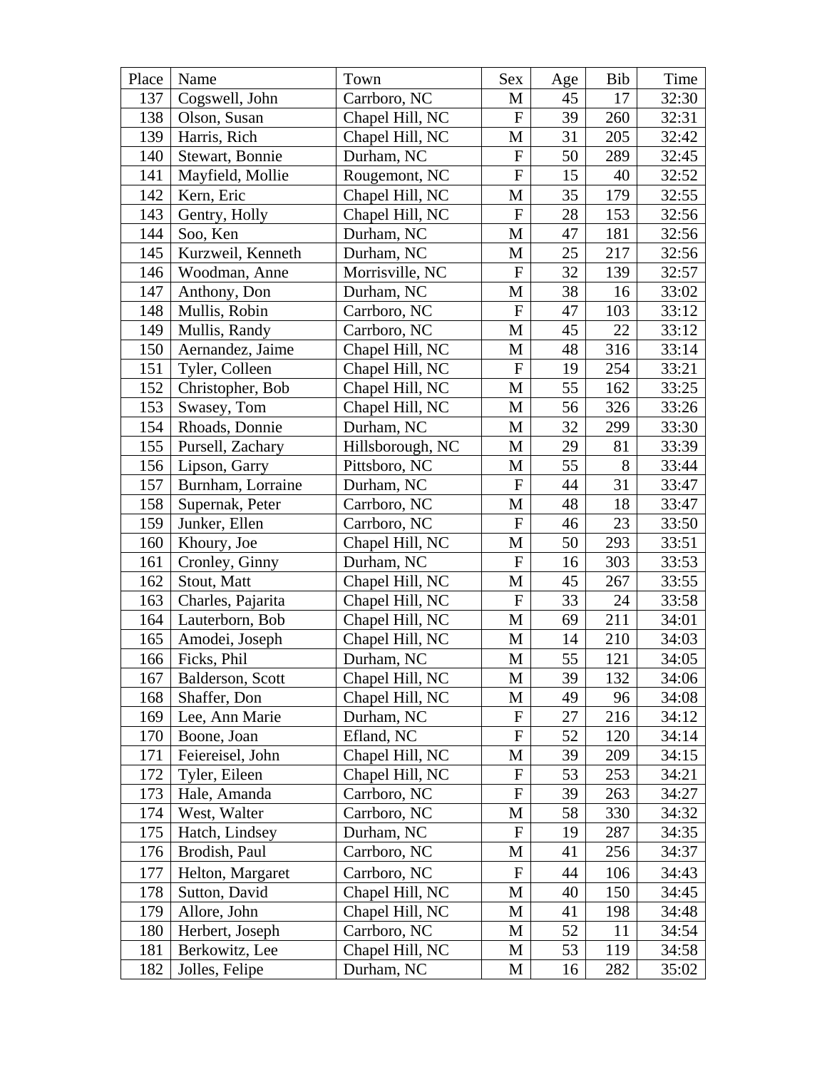| Place | Name | Town | Sex | Age | Bib | Time |
|---|---|---|---|---|---|---|
| 137 | Cogswell, John | Carrboro, NC | M | 45 | 17 | 32:30 |
| 138 | Olson, Susan | Chapel Hill, NC | F | 39 | 260 | 32:31 |
| 139 | Harris, Rich | Chapel Hill, NC | M | 31 | 205 | 32:42 |
| 140 | Stewart, Bonnie | Durham, NC | F | 50 | 289 | 32:45 |
| 141 | Mayfield, Mollie | Rougemont, NC | F | 15 | 40 | 32:52 |
| 142 | Kern, Eric | Chapel Hill, NC | M | 35 | 179 | 32:55 |
| 143 | Gentry, Holly | Chapel Hill, NC | F | 28 | 153 | 32:56 |
| 144 | Soo, Ken | Durham, NC | M | 47 | 181 | 32:56 |
| 145 | Kurzweil, Kenneth | Durham, NC | M | 25 | 217 | 32:56 |
| 146 | Woodman, Anne | Morrisville, NC | F | 32 | 139 | 32:57 |
| 147 | Anthony, Don | Durham, NC | M | 38 | 16 | 33:02 |
| 148 | Mullis, Robin | Carrboro, NC | F | 47 | 103 | 33:12 |
| 149 | Mullis, Randy | Carrboro, NC | M | 45 | 22 | 33:12 |
| 150 | Aernandez, Jaime | Chapel Hill, NC | M | 48 | 316 | 33:14 |
| 151 | Tyler, Colleen | Chapel Hill, NC | F | 19 | 254 | 33:21 |
| 152 | Christopher, Bob | Chapel Hill, NC | M | 55 | 162 | 33:25 |
| 153 | Swasey, Tom | Chapel Hill, NC | M | 56 | 326 | 33:26 |
| 154 | Rhoads, Donnie | Durham, NC | M | 32 | 299 | 33:30 |
| 155 | Pursell, Zachary | Hillsborough, NC | M | 29 | 81 | 33:39 |
| 156 | Lipson, Garry | Pittsboro, NC | M | 55 | 8 | 33:44 |
| 157 | Burnham, Lorraine | Durham, NC | F | 44 | 31 | 33:47 |
| 158 | Supernak, Peter | Carrboro, NC | M | 48 | 18 | 33:47 |
| 159 | Junker, Ellen | Carrboro, NC | F | 46 | 23 | 33:50 |
| 160 | Khoury, Joe | Chapel Hill, NC | M | 50 | 293 | 33:51 |
| 161 | Cronley, Ginny | Durham, NC | F | 16 | 303 | 33:53 |
| 162 | Stout, Matt | Chapel Hill, NC | M | 45 | 267 | 33:55 |
| 163 | Charles, Pajarita | Chapel Hill, NC | F | 33 | 24 | 33:58 |
| 164 | Lauterborn, Bob | Chapel Hill, NC | M | 69 | 211 | 34:01 |
| 165 | Amodei, Joseph | Chapel Hill, NC | M | 14 | 210 | 34:03 |
| 166 | Ficks, Phil | Durham, NC | M | 55 | 121 | 34:05 |
| 167 | Balderson, Scott | Chapel Hill, NC | M | 39 | 132 | 34:06 |
| 168 | Shaffer, Don | Chapel Hill, NC | M | 49 | 96 | 34:08 |
| 169 | Lee, Ann Marie | Durham, NC | F | 27 | 216 | 34:12 |
| 170 | Boone, Joan | Efland, NC | F | 52 | 120 | 34:14 |
| 171 | Feiereisel, John | Chapel Hill, NC | M | 39 | 209 | 34:15 |
| 172 | Tyler, Eileen | Chapel Hill, NC | F | 53 | 253 | 34:21 |
| 173 | Hale, Amanda | Carrboro, NC | F | 39 | 263 | 34:27 |
| 174 | West, Walter | Carrboro, NC | M | 58 | 330 | 34:32 |
| 175 | Hatch, Lindsey | Durham, NC | F | 19 | 287 | 34:35 |
| 176 | Brodish, Paul | Carrboro, NC | M | 41 | 256 | 34:37 |
| 177 | Helton, Margaret | Carrboro, NC | F | 44 | 106 | 34:43 |
| 178 | Sutton, David | Chapel Hill, NC | M | 40 | 150 | 34:45 |
| 179 | Allore, John | Chapel Hill, NC | M | 41 | 198 | 34:48 |
| 180 | Herbert, Joseph | Carrboro, NC | M | 52 | 11 | 34:54 |
| 181 | Berkowitz, Lee | Chapel Hill, NC | M | 53 | 119 | 34:58 |
| 182 | Jolles, Felipe | Durham, NC | M | 16 | 282 | 35:02 |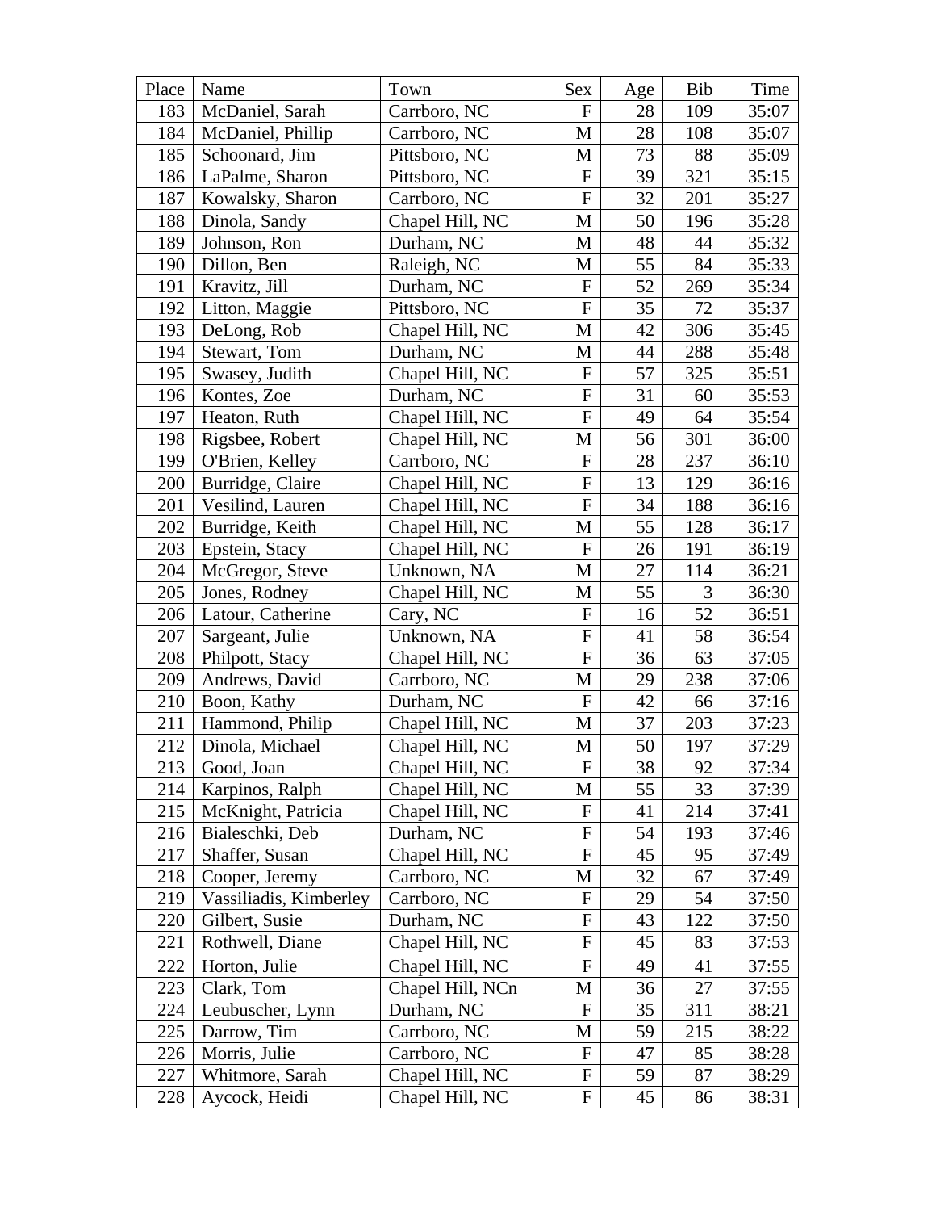| Place | Name | Town | Sex | Age | Bib | Time |
|---|---|---|---|---|---|---|
| 183 | McDaniel, Sarah | Carrboro, NC | F | 28 | 109 | 35:07 |
| 184 | McDaniel, Phillip | Carrboro, NC | M | 28 | 108 | 35:07 |
| 185 | Schoonard, Jim | Pittsboro, NC | M | 73 | 88 | 35:09 |
| 186 | LaPalme, Sharon | Pittsboro, NC | F | 39 | 321 | 35:15 |
| 187 | Kowalsky, Sharon | Carrboro, NC | F | 32 | 201 | 35:27 |
| 188 | Dinola, Sandy | Chapel Hill, NC | M | 50 | 196 | 35:28 |
| 189 | Johnson, Ron | Durham, NC | M | 48 | 44 | 35:32 |
| 190 | Dillon, Ben | Raleigh, NC | M | 55 | 84 | 35:33 |
| 191 | Kravitz, Jill | Durham, NC | F | 52 | 269 | 35:34 |
| 192 | Litton, Maggie | Pittsboro, NC | F | 35 | 72 | 35:37 |
| 193 | DeLong, Rob | Chapel Hill, NC | M | 42 | 306 | 35:45 |
| 194 | Stewart, Tom | Durham, NC | M | 44 | 288 | 35:48 |
| 195 | Swasey, Judith | Chapel Hill, NC | F | 57 | 325 | 35:51 |
| 196 | Kontes, Zoe | Durham, NC | F | 31 | 60 | 35:53 |
| 197 | Heaton, Ruth | Chapel Hill, NC | F | 49 | 64 | 35:54 |
| 198 | Rigsbee, Robert | Chapel Hill, NC | M | 56 | 301 | 36:00 |
| 199 | O'Brien, Kelley | Carrboro, NC | F | 28 | 237 | 36:10 |
| 200 | Burridge, Claire | Chapel Hill, NC | F | 13 | 129 | 36:16 |
| 201 | Vesilind, Lauren | Chapel Hill, NC | F | 34 | 188 | 36:16 |
| 202 | Burridge, Keith | Chapel Hill, NC | M | 55 | 128 | 36:17 |
| 203 | Epstein, Stacy | Chapel Hill, NC | F | 26 | 191 | 36:19 |
| 204 | McGregor, Steve | Unknown, NA | M | 27 | 114 | 36:21 |
| 205 | Jones, Rodney | Chapel Hill, NC | M | 55 | 3 | 36:30 |
| 206 | Latour, Catherine | Cary, NC | F | 16 | 52 | 36:51 |
| 207 | Sargeant, Julie | Unknown, NA | F | 41 | 58 | 36:54 |
| 208 | Philpott, Stacy | Chapel Hill, NC | F | 36 | 63 | 37:05 |
| 209 | Andrews, David | Carrboro, NC | M | 29 | 238 | 37:06 |
| 210 | Boon, Kathy | Durham, NC | F | 42 | 66 | 37:16 |
| 211 | Hammond, Philip | Chapel Hill, NC | M | 37 | 203 | 37:23 |
| 212 | Dinola, Michael | Chapel Hill, NC | M | 50 | 197 | 37:29 |
| 213 | Good, Joan | Chapel Hill, NC | F | 38 | 92 | 37:34 |
| 214 | Karpinos, Ralph | Chapel Hill, NC | M | 55 | 33 | 37:39 |
| 215 | McKnight, Patricia | Chapel Hill, NC | F | 41 | 214 | 37:41 |
| 216 | Bialeschki, Deb | Durham, NC | F | 54 | 193 | 37:46 |
| 217 | Shaffer, Susan | Chapel Hill, NC | F | 45 | 95 | 37:49 |
| 218 | Cooper, Jeremy | Carrboro, NC | M | 32 | 67 | 37:49 |
| 219 | Vassiliadis, Kimberley | Carrboro, NC | F | 29 | 54 | 37:50 |
| 220 | Gilbert, Susie | Durham, NC | F | 43 | 122 | 37:50 |
| 221 | Rothwell, Diane | Chapel Hill, NC | F | 45 | 83 | 37:53 |
| 222 | Horton, Julie | Chapel Hill, NC | F | 49 | 41 | 37:55 |
| 223 | Clark, Tom | Chapel Hill, NCn | M | 36 | 27 | 37:55 |
| 224 | Leubuscher, Lynn | Durham, NC | F | 35 | 311 | 38:21 |
| 225 | Darrow, Tim | Carrboro, NC | M | 59 | 215 | 38:22 |
| 226 | Morris, Julie | Carrboro, NC | F | 47 | 85 | 38:28 |
| 227 | Whitmore, Sarah | Chapel Hill, NC | F | 59 | 87 | 38:29 |
| 228 | Aycock, Heidi | Chapel Hill, NC | F | 45 | 86 | 38:31 |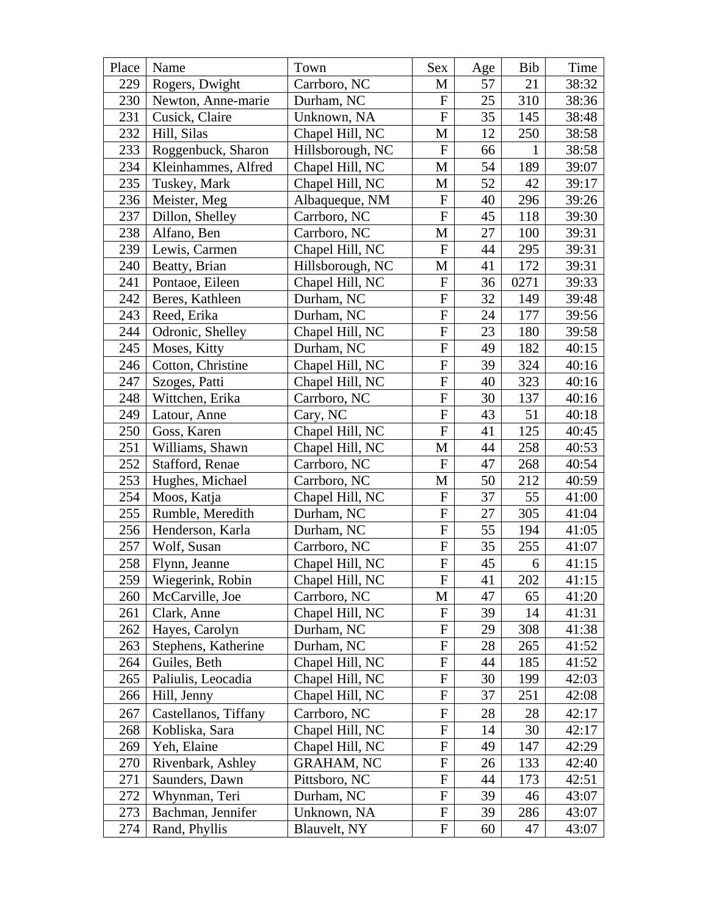| Place | Name | Town | Sex | Age | Bib | Time |
|---|---|---|---|---|---|---|
| 229 | Rogers, Dwight | Carrboro, NC | M | 57 | 21 | 38:32 |
| 230 | Newton, Anne-marie | Durham, NC | F | 25 | 310 | 38:36 |
| 231 | Cusick, Claire | Unknown, NA | F | 35 | 145 | 38:48 |
| 232 | Hill, Silas | Chapel Hill, NC | M | 12 | 250 | 38:58 |
| 233 | Roggenbuck, Sharon | Hillsborough, NC | F | 66 | 1 | 38:58 |
| 234 | Kleinhammes, Alfred | Chapel Hill, NC | M | 54 | 189 | 39:07 |
| 235 | Tuskey, Mark | Chapel Hill, NC | M | 52 | 42 | 39:17 |
| 236 | Meister, Meg | Albaqueque, NM | F | 40 | 296 | 39:26 |
| 237 | Dillon, Shelley | Carrboro, NC | F | 45 | 118 | 39:30 |
| 238 | Alfano, Ben | Carrboro, NC | M | 27 | 100 | 39:31 |
| 239 | Lewis, Carmen | Chapel Hill, NC | F | 44 | 295 | 39:31 |
| 240 | Beatty, Brian | Hillsborough, NC | M | 41 | 172 | 39:31 |
| 241 | Pontaoe, Eileen | Chapel Hill, NC | F | 36 | 0271 | 39:33 |
| 242 | Beres, Kathleen | Durham, NC | F | 32 | 149 | 39:48 |
| 243 | Reed, Erika | Durham, NC | F | 24 | 177 | 39:56 |
| 244 | Odronic, Shelley | Chapel Hill, NC | F | 23 | 180 | 39:58 |
| 245 | Moses, Kitty | Durham, NC | F | 49 | 182 | 40:15 |
| 246 | Cotton, Christine | Chapel Hill, NC | F | 39 | 324 | 40:16 |
| 247 | Szoges, Patti | Chapel Hill, NC | F | 40 | 323 | 40:16 |
| 248 | Wittchen, Erika | Carrboro, NC | F | 30 | 137 | 40:16 |
| 249 | Latour, Anne | Cary, NC | F | 43 | 51 | 40:18 |
| 250 | Goss, Karen | Chapel Hill, NC | F | 41 | 125 | 40:45 |
| 251 | Williams, Shawn | Chapel Hill, NC | M | 44 | 258 | 40:53 |
| 252 | Stafford, Renae | Carrboro, NC | F | 47 | 268 | 40:54 |
| 253 | Hughes, Michael | Carrboro, NC | M | 50 | 212 | 40:59 |
| 254 | Moos, Katja | Chapel Hill, NC | F | 37 | 55 | 41:00 |
| 255 | Rumble, Meredith | Durham, NC | F | 27 | 305 | 41:04 |
| 256 | Henderson, Karla | Durham, NC | F | 55 | 194 | 41:05 |
| 257 | Wolf, Susan | Carrboro, NC | F | 35 | 255 | 41:07 |
| 258 | Flynn, Jeanne | Chapel Hill, NC | F | 45 | 6 | 41:15 |
| 259 | Wiegerink, Robin | Chapel Hill, NC | F | 41 | 202 | 41:15 |
| 260 | McCarville, Joe | Carrboro, NC | M | 47 | 65 | 41:20 |
| 261 | Clark, Anne | Chapel Hill, NC | F | 39 | 14 | 41:31 |
| 262 | Hayes, Carolyn | Durham, NC | F | 29 | 308 | 41:38 |
| 263 | Stephens, Katherine | Durham, NC | F | 28 | 265 | 41:52 |
| 264 | Guiles, Beth | Chapel Hill, NC | F | 44 | 185 | 41:52 |
| 265 | Paliulis, Leocadia | Chapel Hill, NC | F | 30 | 199 | 42:03 |
| 266 | Hill, Jenny | Chapel Hill, NC | F | 37 | 251 | 42:08 |
| 267 | Castellanos, Tiffany | Carrboro, NC | F | 28 | 28 | 42:17 |
| 268 | Kobliska, Sara | Chapel Hill, NC | F | 14 | 30 | 42:17 |
| 269 | Yeh, Elaine | Chapel Hill, NC | F | 49 | 147 | 42:29 |
| 270 | Rivenbark, Ashley | GRAHAM, NC | F | 26 | 133 | 42:40 |
| 271 | Saunders, Dawn | Pittsboro, NC | F | 44 | 173 | 42:51 |
| 272 | Whynman, Teri | Durham, NC | F | 39 | 46 | 43:07 |
| 273 | Bachman, Jennifer | Unknown, NA | F | 39 | 286 | 43:07 |
| 274 | Rand, Phyllis | Blauvelt, NY | F | 60 | 47 | 43:07 |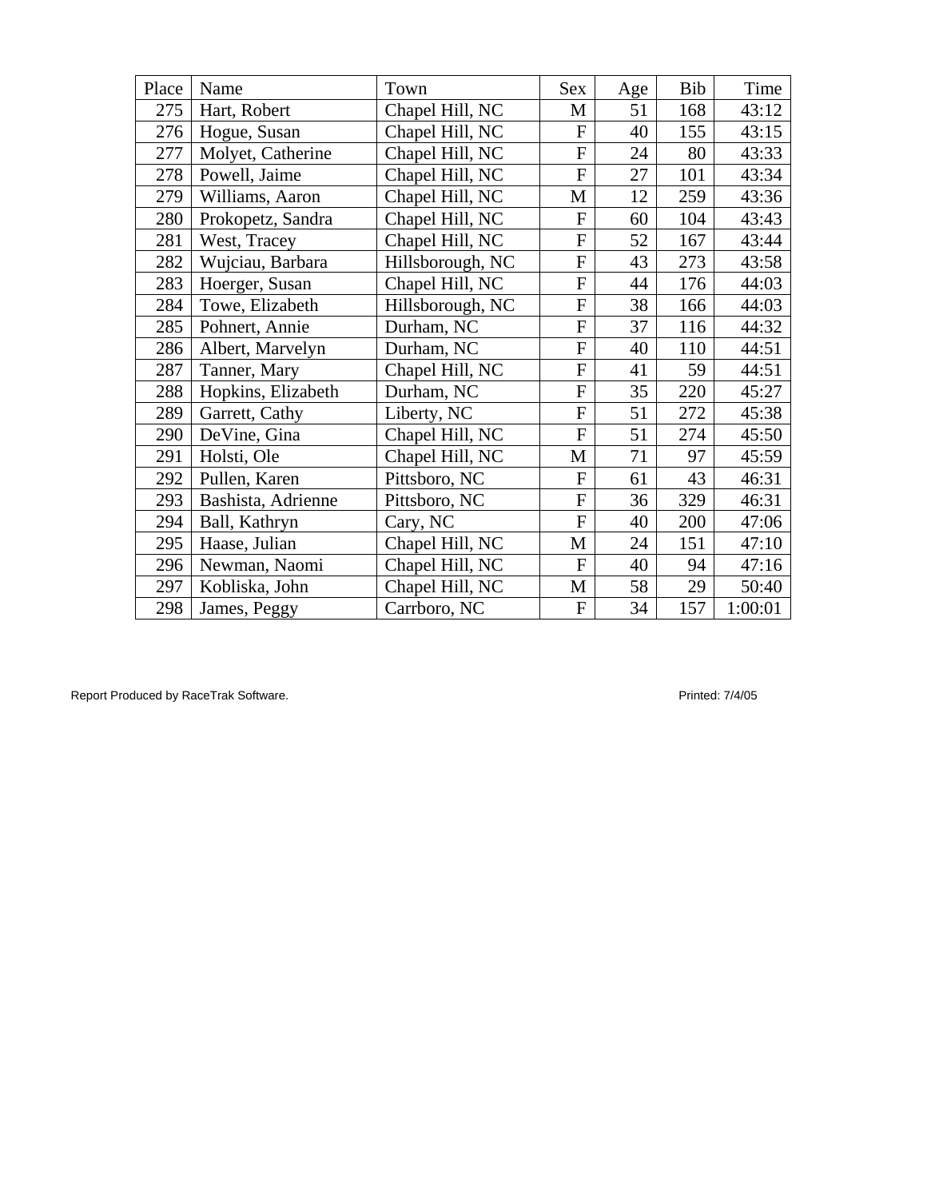| Place | Name | Town | Sex | Age | Bib | Time |
|---|---|---|---|---|---|---|
| 275 | Hart, Robert | Chapel Hill, NC | M | 51 | 168 | 43:12 |
| 276 | Hogue, Susan | Chapel Hill, NC | F | 40 | 155 | 43:15 |
| 277 | Molyet, Catherine | Chapel Hill, NC | F | 24 | 80 | 43:33 |
| 278 | Powell, Jaime | Chapel Hill, NC | F | 27 | 101 | 43:34 |
| 279 | Williams, Aaron | Chapel Hill, NC | M | 12 | 259 | 43:36 |
| 280 | Prokopetz, Sandra | Chapel Hill, NC | F | 60 | 104 | 43:43 |
| 281 | West, Tracey | Chapel Hill, NC | F | 52 | 167 | 43:44 |
| 282 | Wujciau, Barbara | Hillsborough, NC | F | 43 | 273 | 43:58 |
| 283 | Hoerger, Susan | Chapel Hill, NC | F | 44 | 176 | 44:03 |
| 284 | Towe, Elizabeth | Hillsborough, NC | F | 38 | 166 | 44:03 |
| 285 | Pohnert, Annie | Durham, NC | F | 37 | 116 | 44:32 |
| 286 | Albert, Marvelyn | Durham, NC | F | 40 | 110 | 44:51 |
| 287 | Tanner, Mary | Chapel Hill, NC | F | 41 | 59 | 44:51 |
| 288 | Hopkins, Elizabeth | Durham, NC | F | 35 | 220 | 45:27 |
| 289 | Garrett, Cathy | Liberty, NC | F | 51 | 272 | 45:38 |
| 290 | DeVine, Gina | Chapel Hill, NC | F | 51 | 274 | 45:50 |
| 291 | Holsti, Ole | Chapel Hill, NC | M | 71 | 97 | 45:59 |
| 292 | Pullen, Karen | Pittsboro, NC | F | 61 | 43 | 46:31 |
| 293 | Bashista, Adrienne | Pittsboro, NC | F | 36 | 329 | 46:31 |
| 294 | Ball, Kathryn | Cary, NC | F | 40 | 200 | 47:06 |
| 295 | Haase, Julian | Chapel Hill, NC | M | 24 | 151 | 47:10 |
| 296 | Newman, Naomi | Chapel Hill, NC | F | 40 | 94 | 47:16 |
| 297 | Kobliska, John | Chapel Hill, NC | M | 58 | 29 | 50:40 |
| 298 | James, Peggy | Carrboro, NC | F | 34 | 157 | 1:00:01 |